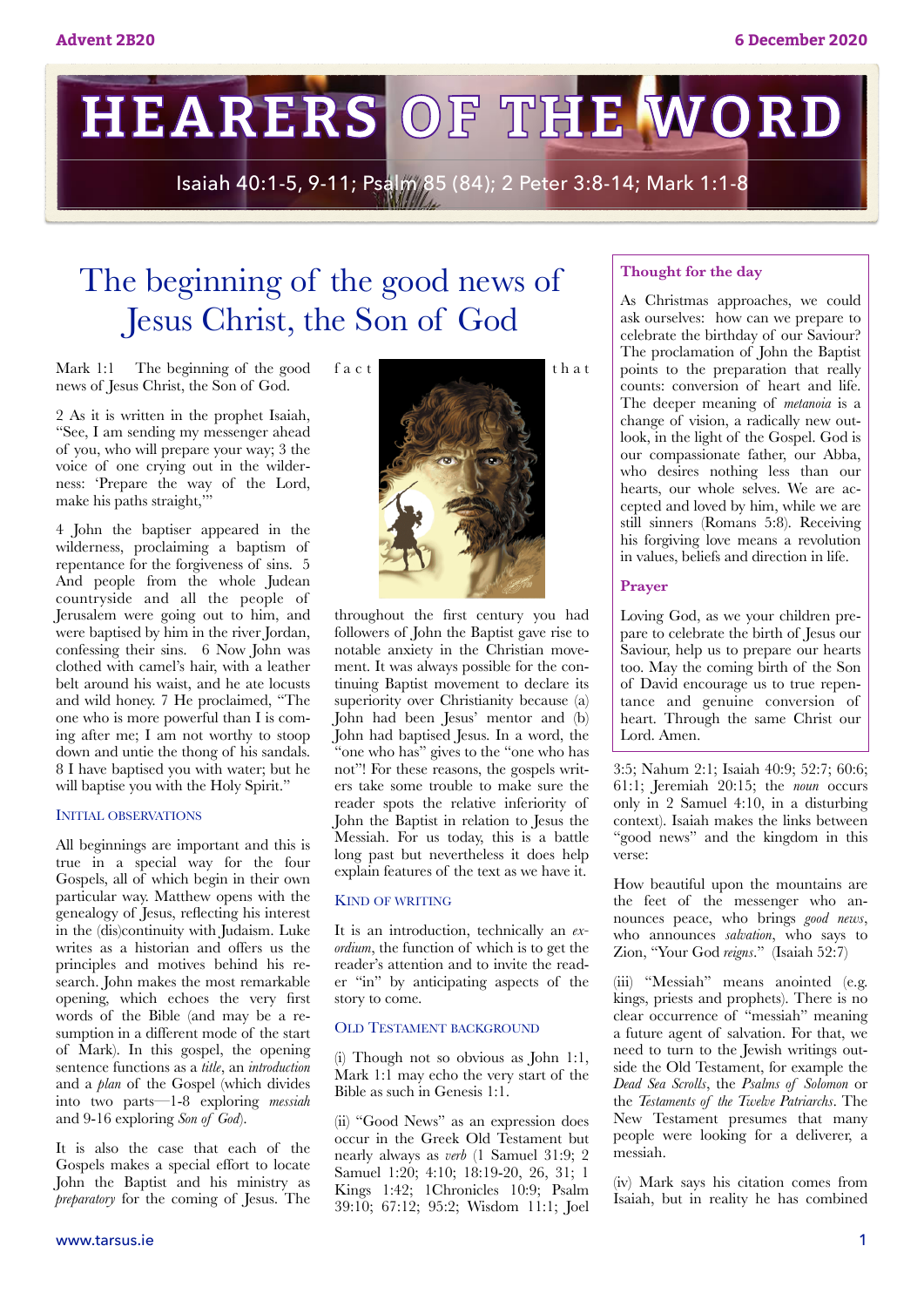# HEARERS OF THE WORD

Isaiah 40:1-5, 9-11; Psalm 85 (84); 2 Peter 3:8-14; Mark 1:1-8

## The beginning of the good news of Jesus Christ, the Son of God

Mark 1:1 The beginning of the good news of Jesus Christ, the Son of God.

2 As it is written in the prophet Isaiah, "See, I am sending my messenger ahead of you, who will prepare your way; 3 the voice of one crying out in the wilderness: 'Prepare the way of the Lord, make his paths straight,'"

4 John the baptiser appeared in the wilderness, proclaiming a baptism of repentance for the forgiveness of sins. 5 And people from the whole Judean countryside and all the people of Jerusalem were going out to him, and were baptised by him in the river Jordan, confessing their sins. 6 Now John was clothed with camel's hair, with a leather belt around his waist, and he ate locusts and wild honey. 7 He proclaimed, "The one who is more powerful than I is coming after me; I am not worthy to stoop down and untie the thong of his sandals. 8 I have baptised you with water; but he will baptise you with the Holy Spirit."

### Initial observations

All beginnings are important and this is true in a special way for the four Gospels, all of which begin in their own particular way. Matthew opens with the genealogy of Jesus, reflecting his interest in the (dis)continuity with Judaism. Luke writes as a historian and offers us the principles and motives behind his research. John makes the most remarkable opening, which echoes the very first words of the Bible (and may be a resumption in a different mode of the start of Mark). In this gospel, the opening sentence functions as a *title*, an *introduction* and a *plan* of the Gospel (which divides into two parts—1-8 exploring *messiah* and 9-16 exploring *Son of God*).

It is also the case that each of the Gospels makes a special effort to locate John the Baptist and his ministry as *preparatory* for the coming of Jesus. The fact that throughout the first century you had followers of John the Baptist gave rise to notable anxiety in the Christian movement. It was always possible for the continuing Baptist movement to declare its superiority over Christianity because (a) John had been Jesus' mentor and (b) John had baptised Jesus. In a word, the "one who has" gives to the "one who has not"! For these reasons, the gospels writers take some trouble to make sure the reader spots the relative inferiority of John the Baptist in relation to Jesus the Messiah. For us today, this is a battle long past but nevertheless it does help explain features of the text as we have it.

### Kind of writing

It is an introduction, technically an *exordium*, the function of which is to get the reader's attention and to invite the reader "in" by anticipating aspects of the story to come.

### Old Testament background

(i) Though not so obvious as John 1:1, Mark 1:1 may echo the very start of the Bible as such in Genesis 1:1.

(ii) "Good News" as an expression does occur in the Greek Old Testament but nearly always as *verb* (1 Samuel 31:9; 2 Samuel 1:20; 4:10; 18:19-20, 26, 31; 1 Kings 1:42; 1Chronicles 10:9; Psalm 39:10; 67:12; 95:2; Wisdom 11:1; Joel 3:5; Nahum 2:1; Isaiah 40:9; 52:7; 60:6; 61:1; Jeremiah 20:15; the *noun* occurs only in 2 Samuel 4:10, in a disturbing context). Isaiah makes the links between "good news" and the kingdom in this verse:

How beautiful upon the mountains are the feet of the messenger who announces peace, who brings *good news*, who announces *salvation*, who says to Zion, "Your God *reigns*." (Isaiah 52:7)

(iii) "Messiah" means anointed (e.g. kings, priests and prophets). There is no clear occurrence of "messiah" meaning a future agent of salvation. For that, we need to turn to the Jewish writings outside the Old Testament, for example the *Dead Sea Scrolls*, the *Psalms of Solomon* or the *Testaments of the Twelve Patriarchs*. The New Testament presumes that many people were looking for a deliverer, a messiah.

(iv) Mark says his citation comes from Isaiah, but in reality he has combined

### Thought for the day

As Christmas approaches, we could ask ourselves: how can we prepare to celebrate the birthday of our Saviour? The proclamation of John the Baptist points to the preparation that really counts: conversion of heart and life. The deeper meaning of *metanoia* is a change of vision, a radically new outlook, in the light of the Gospel. God is our compassionate father, our Abba, who desires nothing less than our hearts, our whole selves. We are accepted and loved by him, while we are still sinners (Romans 5:8). Receiving his forgiving love means a revolution in values, beliefs and direction in life.

### Prayer

Loving God, as we your children prepare to celebrate the birth of Jesus our Saviour, help us to prepare our hearts too. May the coming birth of the Son of David encourage us to true repentance and genuine conversion of heart. Through the same Christ our Lord. Amen.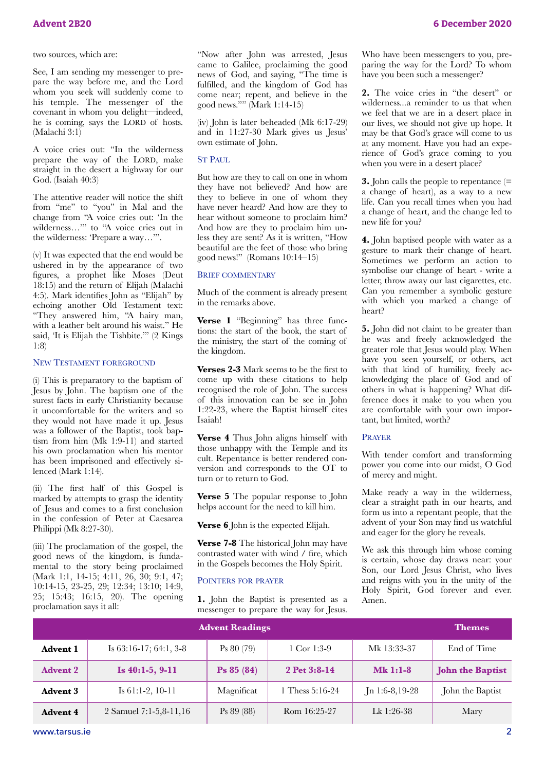two sources, which are:

See, I am sending my messenger to prepare the way before me, and the Lord whom you seek will suddenly come to his temple. The messenger of the covenant in whom you delight—indeed, he is coming, says the LORD of hosts. (Malachi 3:1)

A voice cries out: "In the wilderness prepare the way of the LORD, make straight in the desert a highway for our God. (Isaiah 40:3)

The attentive reader will notice the shift from "me" to "you" in Mal and the change from "A voice cries out: 'In the wilderness…'" to "A voice cries out in the wilderness: 'Prepare a way…'".

(v) It was expected that the end would be ushered in by the appearance of two figures, a prophet like Moses (Deut 18:15) and the return of Elijah (Malachi 4:5). Mark identifies John as "Elijah" by echoing another Old Testament text: "They answered him, "A hairy man, with a leather belt around his waist." He said, 'It is Elijah the Tishbite.'" (2 Kings 1:8)

## New Testament foreground

(i) This is preparatory to the baptism of Jesus by John. The baptism one of the surest facts in early Christianity because it uncomfortable for the writers and so they would not have made it up. Jesus was a follower of the Baptist, took baptism from him (Mk 1:9-11) and started his own proclamation when his mentor has been imprisoned and effectively silenced (Mark 1:14).

(ii) The first half of this Gospel is marked by attempts to grasp the identity of Jesus and comes to a first conclusion in the confession of Peter at Caesarea Philippi (Mk 8:27-30).

(iii) The proclamation of the gospel, the good news of the kingdom, is fundamental to the story being proclaimed (Mark 1:1, 14-15; 4:11, 26, 30; 9:1, 47; 10:14-15, 23-25, 29; 12:34; 13:10; 14:9, 25; 15:43; 16:15, 20). The opening proclamation says it all:

"Now after John was arrested, Jesus came to Galilee, proclaiming the good news of God, and saying, "The time is fulfilled, and the kingdom of God has come near; repent, and believe in the good news."" (Mark 1:14-15)

(iv) John is later beheaded (Mk 6:17-29) and in 11:27-30 Mark gives us Jesus' own estimate of John.

## St Paul

But how are they to call on one in whom they have not believed? And how are they to believe in one of whom they have never heard? And how are they to hear without someone to proclaim him? And how are they to proclaim him unless they are sent? As it is written, "How beautiful are the feet of those who bring good news!" (Romans 10:14–15)

## Brief commentary

Much of the comment is already present in the remarks above.

**Verse 1** "Beginning" has three functions: the start of the book, the start of the ministry, the start of the coming of the kingdom.

**Verses 2-3** Mark seems to be the first to come up with these citations to help recognised the role of John. The success of this innovation can be see in John 1:22-23, where the Baptist himself cites Isaiah!

**Verse 4** Thus John aligns himself with those unhappy with the Temple and its cult. Repentance is better rendered conversion and corresponds to the OT to turn or to return to God.

**Verse 5** The popular response to John helps account for the need to kill him.

**Verse 6** John is the expected Elijah.

**Verse 7-8** The historical John may have contrasted water with wind / fire, which in the Gospels becomes the Holy Spirit.

## Pointers for prayer

**1.** John the Baptist is presented as a messenger to prepare the way for Jesus. Who have been messengers to you, preparing the way for the Lord? To whom have you been such a messenger?

**2.** The voice cries in "the desert" or wilderness...a reminder to us that when we feel that we are in a desert place in our lives, we should not give up hope. It may be that God's grace will come to us at any moment. Have you had an experience of God's grace coming to you when you were in a desert place?

**3.** John calls the people to repentance (= a change of heart), as a way to a new life. Can you recall times when you had a change of heart, and the change led to new life for you?

**4.** John baptised people with water as a gesture to mark their change of heart. Sometimes we perform an action to symbolise our change of heart - write a letter, throw away our last cigarettes, etc. Can you remember a symbolic gesture with which you marked a change of heart?

**5.** John did not claim to be greater than he was and freely acknowledged the greater role that Jesus would play. When have you seen yourself, or others, act with that kind of humility, freely acknowledging the place of God and of others in what is happening? What difference does it make to you when you are comfortable with your own important, but limited, worth?

## Prayer

With tender comfort and transforming power you come into our midst, O God of mercy and might.

Make ready a way in the wilderness, clear a straight path in our hearts, and form us into a repentant people, that the advent of your Son may find us watchful and eager for the glory he reveals.

We ask this through him whose coming is certain, whose day draws near: your Son, our Lord Jesus Christ, who lives and reigns with you in the unity of the Holy Spirit, God forever and ever. Amen.

| | Advent Readings | | | | Themes |
|---|---|---|---|---|---|
| **Advent 1** | Is 63:16-17; 64:1, 3-8 | Ps 80 (79) | 1 Cor 1:3-9 | Mk 13:33-37 | End of Time |
| **Advent 2** | **Is 40:1-5, 9-11** | **Ps 85 (84)** | **2 Pet 3:8-14** | **Mk 1:1-8** | **John the Baptist** |
| **Advent 3** | Is 61:1-2, 10-11 | Magnificat | 1 Thess 5:16-24 | Jn 1:6-8,19-28 | John the Baptist |
| **Advent 4** | 2 Samuel 7:1-5,8-11,16 | Ps 89 (88) | Rom 16:25-27 | Lk 1:26-38 | Mary |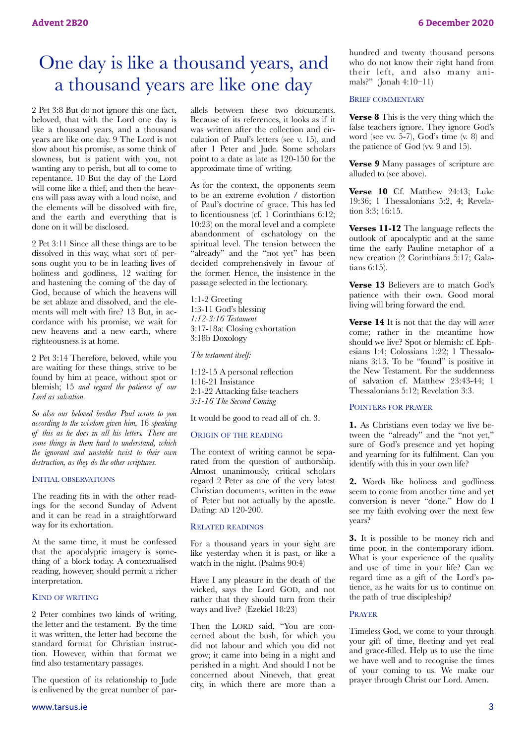# One day is like a thousand years, and a thousand years are like one day

2 Pet 3:8 But do not ignore this one fact, beloved, that with the Lord one day is like a thousand years, and a thousand years are like one day. 9 The Lord is not slow about his promise, as some think of slowness, but is patient with you, not wanting any to perish, but all to come to repentance. 10 But the day of the Lord will come like a thief, and then the heavens will pass away with a loud noise, and the elements will be dissolved with fire, and the earth and everything that is done on it will be disclosed.

2 Pet 3:11 Since all these things are to be dissolved in this way, what sort of persons ought you to be in leading lives of holiness and godliness, 12 waiting for and hastening the coming of the day of God, because of which the heavens will be set ablaze and dissolved, and the elements will melt with fire? 13 But, in accordance with his promise, we wait for new heavens and a new earth, where righteousness is at home.

2 Pet 3:14 Therefore, beloved, while you are waiting for these things, strive to be found by him at peace, without spot or blemish; 15 *and regard the patience of our Lord as salvation.*

*So also our beloved brother Paul wrote to you according to the wisdom given him,* 16 *speaking of this as he does in all his letters. There are some things in them hard to understand, which the ignorant and unstable twist to their own destruction, as they do the other scriptures.*

### Initial observations

The reading fits in with the other readings for the second Sunday of Advent and it can be read in a straightforward way for its exhortation.

At the same time, it must be confessed that the apocalyptic imagery is something of a block today. A contextualised reading, however, should permit a richer interpretation.

### Kind of writing

2 Peter combines two kinds of writing, the letter and the testament. By the time it was written, the letter had become the standard format for Christian instruction. However, within that format we find also testamentary passages.

The question of its relationship to Jude is enlivened by the great number of parallels between these two documents. Because of its references, it looks as if it was written after the collection and circulation of Paul's letters (see v. 15), and after 1 Peter and Jude. Some scholars point to a date as late as 120-150 for the approximate time of writing.

As for the context, the opponents seem to be an extreme evolution / distortion of Paul's doctrine of grace. This has led to licentiousness (cf. 1 Corinthians 6:12; 10:23) on the moral level and a complete abandonment of eschatology on the spiritual level. The tension between the "already" and the "not yet" has been decided comprehensively in favour of the former. Hence, the insistence in the passage selected in the lectionary.

1:1-2 Greeting
1:3-11 God's blessing
*1:12-3:16 Testament*
3:17-18a: Closing exhortation
3:18b Doxology

*The testament itself:*

1:12-15 A personal reflection
1:16-21 Insistance
2:1-22 Attacking false teachers
*3:1-16 The Second Coming*

It would be good to read all of ch. 3.

### Origin of the reading

The context of writing cannot be separated from the question of authorship. Almost unanimously, critical scholars regard 2 Peter as one of the very latest Christian documents, written in the *name* of Peter but not actually by the apostle. Dating: AD 120-200.

### Related readings

For a thousand years in your sight are like yesterday when it is past, or like a watch in the night. (Psalms 90:4)

Have I any pleasure in the death of the wicked, says the Lord GOD, and not rather that they should turn from their ways and live? (Ezekiel 18:23)

Then the LORD said, "You are concerned about the bush, for which you did not labour and which you did not grow; it came into being in a night and perished in a night. And should I not be concerned about Nineveh, that great city, in which there are more than a hundred and twenty thousand persons who do not know their right hand from their left, and also many animals?" (Jonah 4:10–11)

### Brief commentary

**Verse 8** This is the very thing which the false teachers ignore. They ignore God's word (see vv. 5-7), God's time (v. 8) and the patience of God (vv. 9 and 15).

**Verse 9** Many passages of scripture are alluded to (see above).

**Verse 10** Cf. Matthew 24:43; Luke 19:36; 1 Thessalonians 5:2, 4; Revelation 3:3; 16:15.

**Verses 11-12** The language reflects the outlook of apocalyptic and at the same time the early Pauline metaphor of a new creation (2 Corinthians 5:17; Galatians 6:15).

**Verse 13** Believers are to match God's patience with their own. Good moral living will bring forward the end.

**Verse 14** It is not that the day will *never* come; rather in the meantime how should we live? Spot or blemish: cf. Ephesians 1:4; Colossians 1:22; 1 Thessalonians 3:13. To be "found" is positive in the New Testament. For the suddenness of salvation cf. Matthew 23:43-44; 1 Thessalonians 5:12; Revelation 3:3.

### Pointers for prayer

**1.** As Christians even today we live between the "already" and the "not yet," sure of God's presence and yet hoping and yearning for its fulfilment. Can you identify with this in your own life?

**2.** Words like holiness and godliness seem to come from another time and yet conversion is never "done." How do I see my faith evolving over the next few years?

**3.** It is possible to be money rich and time poor, in the contemporary idiom. What is your experience of the quality and use of time in your life? Can we regard time as a gift of the Lord's patience, as he waits for us to continue on the path of true discipleship?

### Prayer

Timeless God, we come to your through your gift of time, fleeting and yet real and grace-filled. Help us to use the time we have well and to recognise the times of your coming to us. We make our prayer through Christ our Lord. Amen.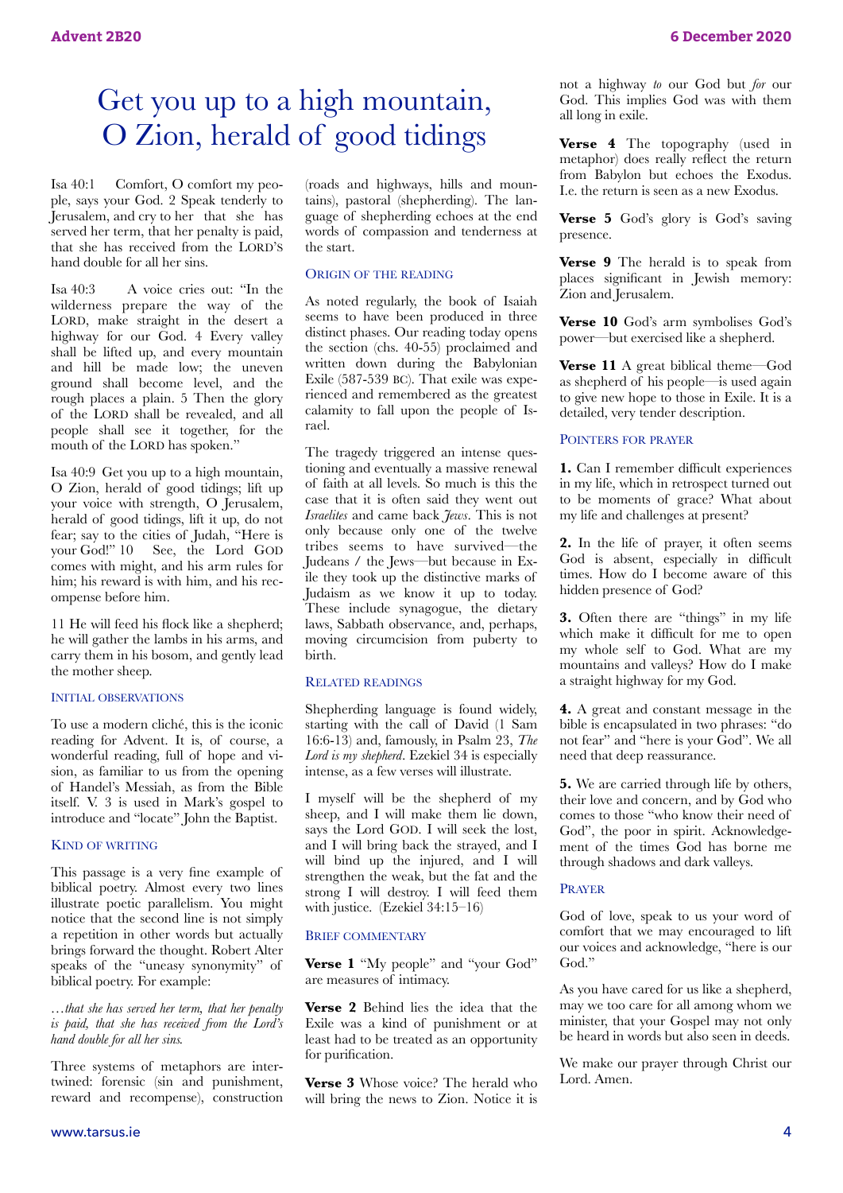# Get you up to a high mountain, O Zion, herald of good tidings

Isa 40:1 Comfort, O comfort my people, says your God. 2 Speak tenderly to Jerusalem, and cry to her that she has served her term, that her penalty is paid, that she has received from the LORD'S hand double for all her sins.

Isa 40:3 A voice cries out: "In the wilderness prepare the way of the LORD, make straight in the desert a highway for our God. 4 Every valley shall be lifted up, and every mountain and hill be made low; the uneven ground shall become level, and the rough places a plain. 5 Then the glory of the LORD shall be revealed, and all people shall see it together, for the mouth of the LORD has spoken."

Isa 40:9 Get you up to a high mountain, O Zion, herald of good tidings; lift up your voice with strength, O Jerusalem, herald of good tidings, lift it up, do not fear; say to the cities of Judah, "Here is your God!" 10 See, the Lord GOD comes with might, and his arm rules for him; his reward is with him, and his recompense before him.

11 He will feed his flock like a shepherd; he will gather the lambs in his arms, and carry them in his bosom, and gently lead the mother sheep.

## Initial observations

To use a modern cliché, this is the iconic reading for Advent. It is, of course, a wonderful reading, full of hope and vision, as familiar to us from the opening of Handel's Messiah, as from the Bible itself. V. 3 is used in Mark's gospel to introduce and "locate" John the Baptist.

## Kind of writing

This passage is a very fine example of biblical poetry. Almost every two lines illustrate poetic parallelism. You might notice that the second line is not simply a repetition in other words but actually brings forward the thought. Robert Alter speaks of the "uneasy synonymity" of biblical poetry. For example:

*…that she has served her term, that her penalty is paid, that she has received from the Lord's hand double for all her sins.*

Three systems of metaphors are intertwined: forensic (sin and punishment, reward and recompense), construction (roads and highways, hills and mountains), pastoral (shepherding). The language of shepherding echoes at the end words of compassion and tenderness at the start.

## Origin of the reading

As noted regularly, the book of Isaiah seems to have been produced in three distinct phases. Our reading today opens the section (chs. 40-55) proclaimed and written down during the Babylonian Exile (587-539 BC). That exile was experienced and remembered as the greatest calamity to fall upon the people of Israel.

The tragedy triggered an intense questioning and eventually a massive renewal of faith at all levels. So much is this the case that it is often said they went out *Israelites* and came back *Jews*. This is not only because only one of the twelve tribes seems to have survived—the Judeans / the Jews—but because in Exile they took up the distinctive marks of Judaism as we know it up to today. These include synagogue, the dietary laws, Sabbath observance, and, perhaps, moving circumcision from puberty to birth.

## Related readings

Shepherding language is found widely, starting with the call of David (1 Sam 16:6-13) and, famously, in Psalm 23, *The Lord is my shepherd*. Ezekiel 34 is especially intense, as a few verses will illustrate.

I myself will be the shepherd of my sheep, and I will make them lie down, says the Lord GOD. I will seek the lost, and I will bring back the strayed, and I will bind up the injured, and I will strengthen the weak, but the fat and the strong I will destroy. I will feed them with justice. (Ezekiel 34:15–16)

## Brief commentary

**Verse 1** "My people" and "your God" are measures of intimacy.

**Verse 2** Behind lies the idea that the Exile was a kind of punishment or at least had to be treated as an opportunity for purification.

**Verse 3** Whose voice? The herald who will bring the news to Zion. Notice it is not a highway *to* our God but *for* our God. This implies God was with them all long in exile.

**Verse 4** The topography (used in metaphor) does really reflect the return from Babylon but echoes the Exodus. I.e. the return is seen as a new Exodus.

**Verse 5** God's glory is God's saving presence.

**Verse 9** The herald is to speak from places significant in Jewish memory: Zion and Jerusalem.

**Verse 10** God's arm symbolises God's power—but exercised like a shepherd.

**Verse 11** A great biblical theme—God as shepherd of his people—is used again to give new hope to those in Exile. It is a detailed, very tender description.

## Pointers for prayer

**1.** Can I remember difficult experiences in my life, which in retrospect turned out to be moments of grace? What about my life and challenges at present?

**2.** In the life of prayer, it often seems God is absent, especially in difficult times. How do I become aware of this hidden presence of God?

**3.** Often there are "things" in my life which make it difficult for me to open my whole self to God. What are my mountains and valleys? How do I make a straight highway for my God.

**4.** A great and constant message in the bible is encapsulated in two phrases: "do not fear" and "here is your God". We all need that deep reassurance.

**5.** We are carried through life by others, their love and concern, and by God who comes to those "who know their need of God", the poor in spirit. Acknowledgement of the times God has borne me through shadows and dark valleys.

## Prayer

God of love, speak to us your word of comfort that we may encouraged to lift our voices and acknowledge, "here is our God."

As you have cared for us like a shepherd, may we too care for all among whom we minister, that your Gospel may not only be heard in words but also seen in deeds.

We make our prayer through Christ our Lord. Amen.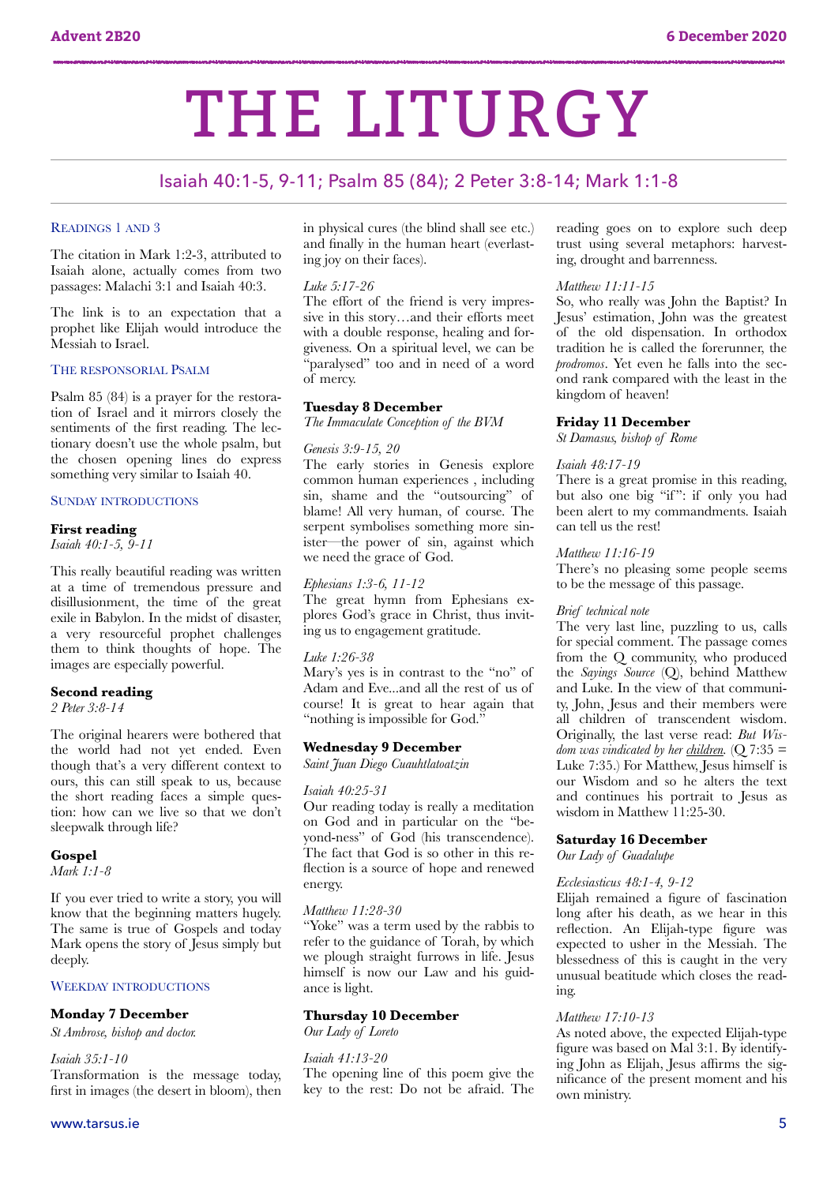# THE LITURGY

## Isaiah 40:1-5, 9-11; Psalm 85 (84); 2 Peter 3:8-14; Mark 1:1-8

### Readings 1 and 3

The citation in Mark 1:2-3, attributed to Isaiah alone, actually comes from two passages: Malachi 3:1 and Isaiah 40:3.

The link is to an expectation that a prophet like Elijah would introduce the Messiah to Israel.

### The responsorial Psalm

Psalm 85 (84) is a prayer for the restoration of Israel and it mirrors closely the sentiments of the first reading. The lectionary doesn't use the whole psalm, but the chosen opening lines do express something very similar to Isaiah 40.

### Sunday introductions

**First reading**
*Isaiah 40:1-5, 9-11*

This really beautiful reading was written at a time of tremendous pressure and disillusionment, the time of the great exile in Babylon. In the midst of disaster, a very resourceful prophet challenges them to think thoughts of hope. The images are especially powerful.

**Second reading**
*2 Peter 3:8-14*

The original hearers were bothered that the world had not yet ended. Even though that's a very different context to ours, this can still speak to us, because the short reading faces a simple question: how can we live so that we don't sleepwalk through life?

**Gospel**
*Mark 1:1-8*

If you ever tried to write a story, you will know that the beginning matters hugely. The same is true of Gospels and today Mark opens the story of Jesus simply but deeply.

### Weekday introductions

**Monday 7 December**
*St Ambrose, bishop and doctor.*

*Isaiah 35:1-10*
Transformation is the message today, first in images (the desert in bloom), then in physical cures (the blind shall see etc.) and finally in the human heart (everlasting joy on their faces).

*Luke 5:17-26*
The effort of the friend is very impressive in this story…and their efforts meet with a double response, healing and forgiveness. On a spiritual level, we can be "paralysed" too and in need of a word of mercy.

**Tuesday 8 December**
*The Immaculate Conception of the BVM*

*Genesis 3:9-15, 20*
The early stories in Genesis explore common human experiences , including sin, shame and the "outsourcing" of blame! All very human, of course. The serpent symbolises something more sinister—the power of sin, against which we need the grace of God.

*Ephesians 1:3-6, 11-12*
The great hymn from Ephesians explores God's grace in Christ, thus inviting us to engagement gratitude.

*Luke 1:26-38*
Mary's yes is in contrast to the "no" of Adam and Eve...and all the rest of us of course! It is great to hear again that "nothing is impossible for God."

**Wednesday 9 December**
*Saint Juan Diego Cuauhtlatoatzin*

*Isaiah 40:25-31*
Our reading today is really a meditation on God and in particular on the "beyond-ness" of God (his transcendence). The fact that God is so other in this reflection is a source of hope and renewed energy.

*Matthew 11:28-30*
"Yoke" was a term used by the rabbis to refer to the guidance of Torah, by which we plough straight furrows in life. Jesus himself is now our Law and his guidance is light.

**Thursday 10 December**
*Our Lady of Loreto*

*Isaiah 41:13-20*
The opening line of this poem give the key to the rest: Do not be afraid. The reading goes on to explore such deep trust using several metaphors: harvesting, drought and barrenness.

*Matthew 11:11-15*
So, who really was John the Baptist? In Jesus' estimation, John was the greatest of the old dispensation. In orthodox tradition he is called the forerunner, the *prodromos*. Yet even he falls into the second rank compared with the least in the kingdom of heaven!

**Friday 11 December**
*St Damasus, bishop of Rome*

*Isaiah 48:17-19*
There is a great promise in this reading, but also one big "if": if only you had been alert to my commandments. Isaiah can tell us the rest!

*Matthew 11:16-19*
There's no pleasing some people seems to be the message of this passage.

*Brief technical note*
The very last line, puzzling to us, calls for special comment. The passage comes from the Q community, who produced the *Sayings Source* (Q), behind Matthew and Luke. In the view of that community, John, Jesus and their members were all children of transcendent wisdom. Originally, the last verse read: *But Wisdom was vindicated by her children.* (Q 7:35 = Luke 7:35.) For Matthew, Jesus himself is our Wisdom and so he alters the text and continues his portrait to Jesus as wisdom in Matthew 11:25-30.

**Saturday 16 December**
*Our Lady of Guadalupe*

*Ecclesiasticus 48:1-4, 9-12*
Elijah remained a figure of fascination long after his death, as we hear in this reflection. An Elijah-type figure was expected to usher in the Messiah. The blessedness of this is caught in the very unusual beatitude which closes the reading.

*Matthew 17:10-13*
As noted above, the expected Elijah-type figure was based on Mal 3:1. By identifying John as Elijah, Jesus affirms the significance of the present moment and his own ministry.